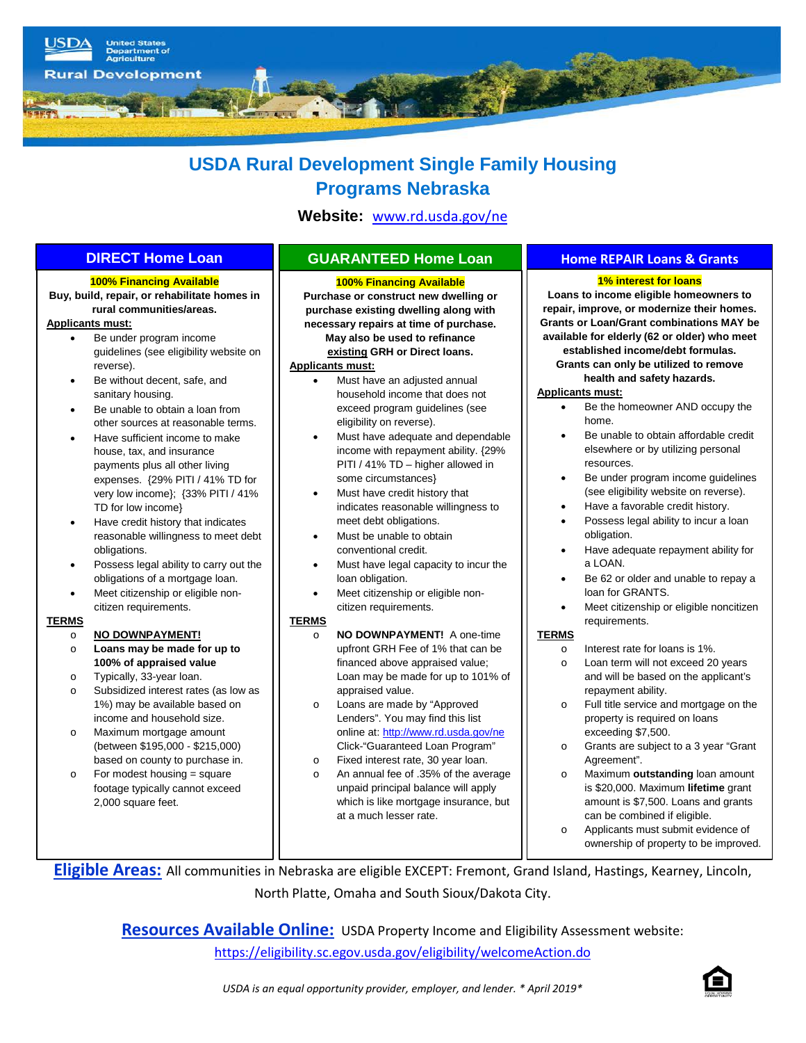USDA United States Department of Agriculture

Rural Development

# USDA Rural Development Single Family Housing Programs Nebraska

**Website:** www.rd.usda.gov/ne

## DIRECT Home Loan

**100% Financing Available**

**Buy, build, repair, or rehabilitate homes in rural communities/areas.**

**Applicants must:**

- Be under program income guidelines (see eligibility website on reverse).
- Be without decent, safe, and sanitary housing.
- Be unable to obtain a loan from other sources at reasonable terms.
- Have sufficient income to make house, tax, and insurance payments plus all other living expenses. {29% PITI / 41% TD for very low income}; {33% PITI / 41% TD for low income}
- Have credit history that indicates reasonable willingness to meet debt obligations.
- Possess legal ability to carry out the obligations of a mortgage loan.
- Meet citizenship or eligible non-citizen requirements.

**TERMS**

- **NO DOWNPAYMENT!**
- **Loans may be made for up to 100% of appraised value**
- Typically, 33-year loan.
- Subsidized interest rates (as low as 1%) may be available based on income and household size.
- Maximum mortgage amount (between $195,000 - $215,000) based on county to purchase in.
- For modest housing = square footage typically cannot exceed 2,000 square feet.

## GUARANTEED Home Loan

**100% Financing Available**

**Purchase or construct new dwelling or purchase existing dwelling along with necessary repairs at time of purchase. May also be used to refinance existing GRH or Direct loans.**

**Applicants must:**

- Must have an adjusted annual household income that does not exceed program guidelines (see eligibility on reverse).
- Must have adequate and dependable income with repayment ability. {29% PITI / 41% TD – higher allowed in some circumstances}
- Must have credit history that indicates reasonable willingness to meet debt obligations.
- Must be unable to obtain conventional credit.
- Must have legal capacity to incur the loan obligation.
- Meet citizenship or eligible non-citizen requirements.

**TERMS**

- **NO DOWNPAYMENT!** A one-time upfront GRH Fee of 1% that can be financed above appraised value; Loan may be made for up to 101% of appraised value.
- Loans are made by "Approved Lenders". You may find this list online at: http://www.rd.usda.gov/ne Click-"Guaranteed Loan Program"
- Fixed interest rate, 30 year loan.
- An annual fee of .35% of the average unpaid principal balance will apply which is like mortgage insurance, but at a much lesser rate.

## Home REPAIR Loans & Grants

**1% interest for loans**

**Loans to income eligible homeowners to repair, improve, or modernize their homes. Grants or Loan/Grant combinations MAY be available for elderly (62 or older) who meet established income/debt formulas. Grants can only be utilized to remove health and safety hazards.**

**Applicants must:**

- Be the homeowner AND occupy the home.
- Be unable to obtain affordable credit elsewhere or by utilizing personal resources.
- Be under program income guidelines (see eligibility website on reverse).
- Have a favorable credit history.
- Possess legal ability to incur a loan obligation.
- Have adequate repayment ability for a LOAN.
- Be 62 or older and unable to repay a loan for GRANTS.
- Meet citizenship or eligible noncitizen requirements.

**TERMS**

- Interest rate for loans is 1%.
- Loan term will not exceed 20 years and will be based on the applicant's repayment ability.
- Full title service and mortgage on the property is required on loans exceeding $7,500.
- Grants are subject to a 3 year "Grant Agreement".
- Maximum **outstanding** loan amount is $20,000. Maximum **lifetime** grant amount is $7,500. Loans and grants can be combined if eligible.
- Applicants must submit evidence of ownership of property to be improved.

**Eligible Areas:** All communities in Nebraska are eligible EXCEPT: Fremont, Grand Island, Hastings, Kearney, Lincoln, North Platte, Omaha and South Sioux/Dakota City.

**Resources Available Online:** USDA Property Income and Eligibility Assessment website: https://eligibility.sc.egov.usda.gov/eligibility/welcomeAction.do

*USDA is an equal opportunity provider, employer, and lender. * April 2019**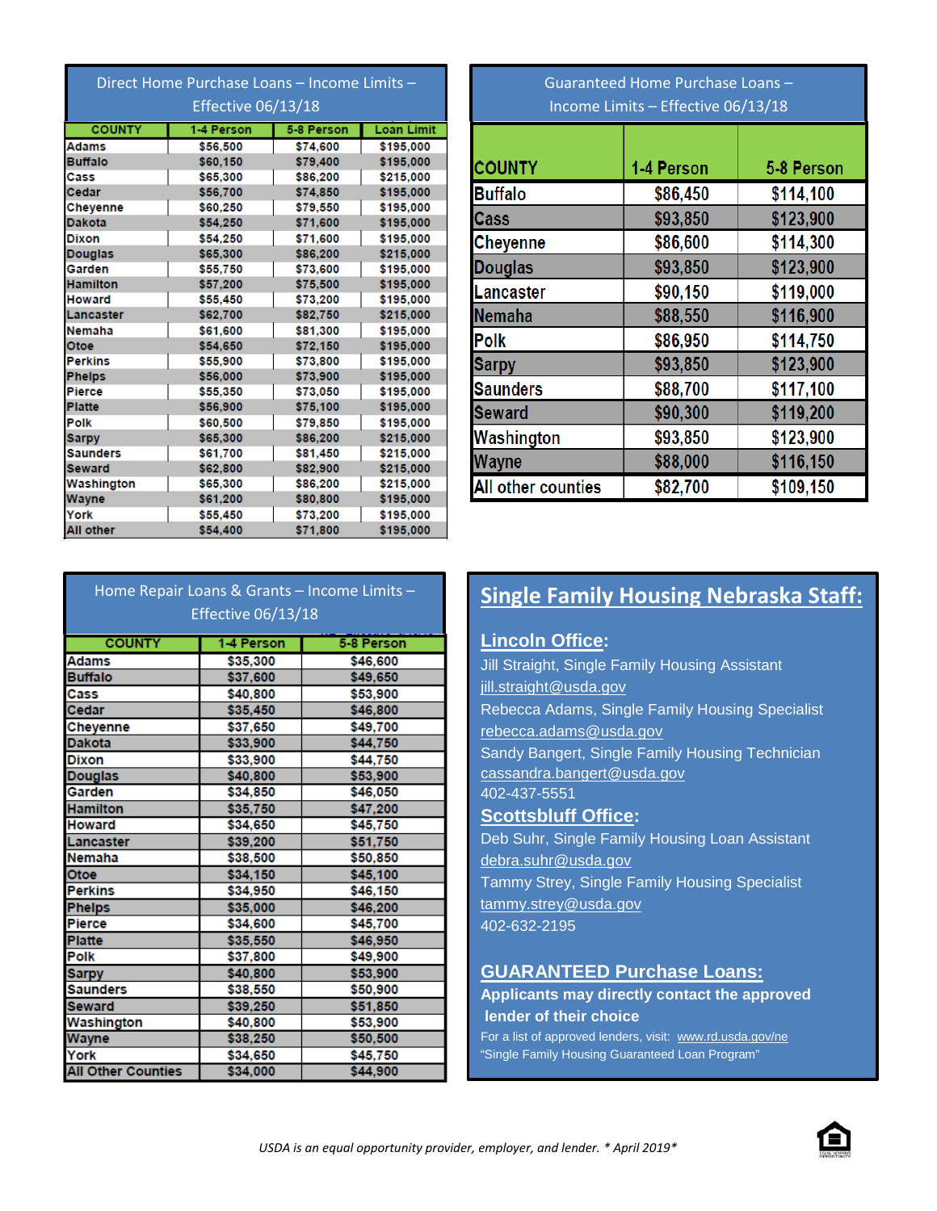## Direct Home Purchase Loans – Income Limits – Effective 06/13/18

| COUNTY | 1-4 Person | 5-8 Person | Loan Limit |
|---|---|---|---|
| Adams | $56,500 | $74,600 | $195,000 |
| Buffalo | $60,150 | $79,400 | $195,000 |
| Cass | $65,300 | $86,200 | $215,000 |
| Cedar | $56,700 | $74,850 | $195,000 |
| Cheyenne | $60,250 | $79,550 | $195,000 |
| Dakota | $54,250 | $71,600 | $195,000 |
| Dixon | $54,250 | $71,600 | $195,000 |
| Douglas | $65,300 | $86,200 | $215,000 |
| Garden | $55,750 | $73,600 | $195,000 |
| Hamilton | $57,200 | $75,500 | $195,000 |
| Howard | $55,450 | $73,200 | $195,000 |
| Lancaster | $62,700 | $82,750 | $215,000 |
| Nemaha | $61,600 | $81,300 | $195,000 |
| Otoe | $54,650 | $72,150 | $195,000 |
| Perkins | $55,900 | $73,800 | $195,000 |
| Phelps | $56,000 | $73,900 | $195,000 |
| Pierce | $55,350 | $73,050 | $195,000 |
| Platte | $56,900 | $75,100 | $195,000 |
| Polk | $60,500 | $79,850 | $195,000 |
| Sarpy | $65,300 | $86,200 | $215,000 |
| Saunders | $61,700 | $81,450 | $215,000 |
| Seward | $62,800 | $82,900 | $215,000 |
| Washington | $65,300 | $86,200 | $215,000 |
| Wayne | $61,200 | $80,800 | $195,000 |
| York | $55,450 | $73,200 | $195,000 |
| All other | $54,400 | $71,800 | $195,000 |

## Guaranteed Home Purchase Loans – Income Limits – Effective 06/13/18

| COUNTY | 1-4 Person | 5-8 Person |
|---|---|---|
| Buffalo | $86,450 | $114,100 |
| Cass | $93,850 | $123,900 |
| Cheyenne | $86,600 | $114,300 |
| Douglas | $93,850 | $123,900 |
| Lancaster | $90,150 | $119,000 |
| Nemaha | $88,550 | $116,900 |
| Polk | $86,950 | $114,750 |
| Sarpy | $93,850 | $123,900 |
| Saunders | $88,700 | $117,100 |
| Seward | $90,300 | $119,200 |
| Washington | $93,850 | $123,900 |
| Wayne | $88,000 | $116,150 |
| All other counties | $82,700 | $109,150 |

## Home Repair Loans & Grants – Income Limits – Effective 06/13/18

| COUNTY | 1-4 Person | 5-8 Person |
|---|---|---|
| Adams | $35,300 | $46,600 |
| Buffalo | $37,600 | $49,650 |
| Cass | $40,800 | $53,900 |
| Cedar | $35,450 | $46,800 |
| Cheyenne | $37,650 | $49,700 |
| Dakota | $33,900 | $44,750 |
| Dixon | $33,900 | $44,750 |
| Douglas | $40,800 | $53,900 |
| Garden | $34,850 | $46,050 |
| Hamilton | $35,750 | $47,200 |
| Howard | $34,650 | $45,750 |
| Lancaster | $39,200 | $51,750 |
| Nemaha | $38,500 | $50,850 |
| Otoe | $34,150 | $45,100 |
| Perkins | $34,950 | $46,150 |
| Phelps | $35,000 | $46,200 |
| Pierce | $34,600 | $45,700 |
| Platte | $35,550 | $46,950 |
| Polk | $37,800 | $49,900 |
| Sarpy | $40,800 | $53,900 |
| Saunders | $38,550 | $50,900 |
| Seward | $39,250 | $51,850 |
| Washington | $40,800 | $53,900 |
| Wayne | $38,250 | $50,500 |
| York | $34,650 | $45,750 |
| All Other Counties | $34,000 | $44,900 |

## Single Family Housing Nebraska Staff:

### Lincoln Office:

Jill Straight, Single Family Housing Assistant
jill.straight@usda.gov
Rebecca Adams, Single Family Housing Specialist
rebecca.adams@usda.gov
Sandy Bangert, Single Family Housing Technician
cassandra.bangert@usda.gov
402-437-5551

### Scottsbluff Office:

Deb Suhr, Single Family Housing Loan Assistant
debra.suhr@usda.gov
Tammy Strey, Single Family Housing Specialist
tammy.strey@usda.gov
402-632-2195

### GUARANTEED Purchase Loans:

**Applicants may directly contact the approved lender of their choice**

For a list of approved lenders, visit: www.rd.usda.gov/ne
"Single Family Housing Guaranteed Loan Program"

*USDA is an equal opportunity provider, employer, and lender. * April 2019**